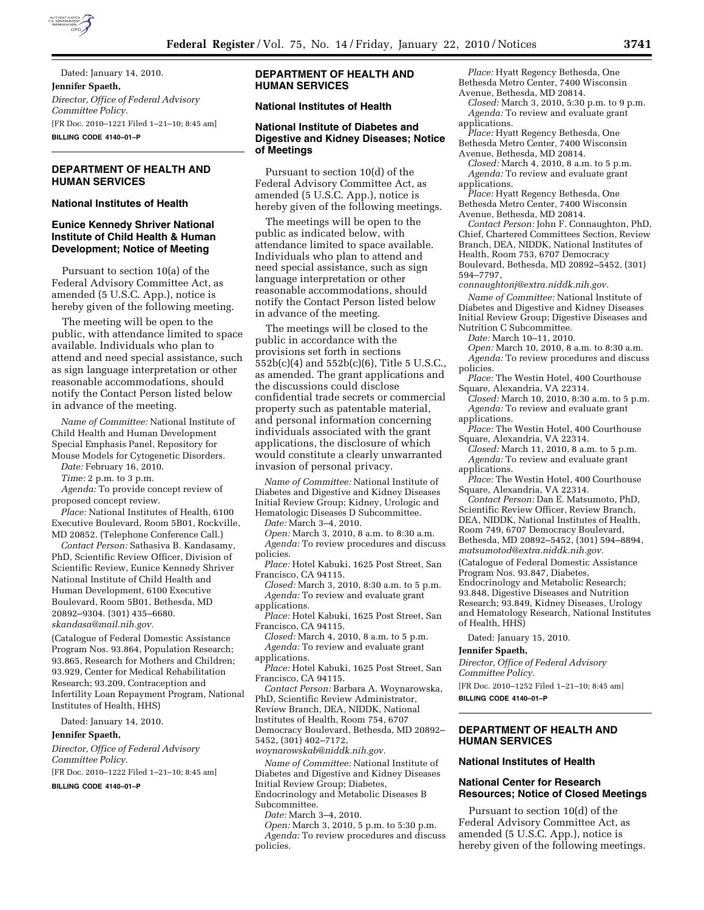Dated: January 14, 2010.

**Jennifer Spaeth,**

*Director, Office of Federal Advisory Committee Policy.*

[FR Doc. 2010–1221 Filed 1–21–10; 8:45 am]

**BILLING CODE 4140–01–P**

## DEPARTMENT OF HEALTH AND HUMAN SERVICES

### National Institutes of Health

### Eunice Kennedy Shriver National Institute of Child Health & Human Development; Notice of Meeting

Pursuant to section 10(a) of the Federal Advisory Committee Act, as amended (5 U.S.C. App.), notice is hereby given of the following meeting.

The meeting will be open to the public, with attendance limited to space available. Individuals who plan to attend and need special assistance, such as sign language interpretation or other reasonable accommodations, should notify the Contact Person listed below in advance of the meeting.

*Name of Committee:* National Institute of Child Health and Human Development Special Emphasis Panel, Repository for Mouse Models for Cytogenetic Disorders.

*Date:* February 16, 2010.

*Time:* 2 p.m. to 3 p.m.

*Agenda:* To provide concept review of proposed concept review.

*Place:* National Institutes of Health, 6100 Executive Boulevard, Room 5B01, Rockville, MD 20852. (Telephone Conference Call.)

*Contact Person:* Sathasiva B. Kandasamy, PhD, Scientific Review Officer, Division of Scientific Review, Eunice Kennedy Shriver National Institute of Child Health and Human Development, 6100 Executive Boulevard, Room 5B01, Bethesda, MD 20892–9304. (301) 435–6680. *skandasa@mail.nih.gov.*

(Catalogue of Federal Domestic Assistance Program Nos. 93.864, Population Research; 93.865, Research for Mothers and Children; 93.929, Center for Medical Rehabilitation Research; 93.209, Contraception and Infertility Loan Repayment Program, National Institutes of Health, HHS)

Dated: January 14, 2010.

**Jennifer Spaeth,**

*Director, Office of Federal Advisory Committee Policy.*

[FR Doc. 2010–1222 Filed 1–21–10; 8:45 am]

**BILLING CODE 4140–01–P**

## DEPARTMENT OF HEALTH AND HUMAN SERVICES

### National Institutes of Health

### National Institute of Diabetes and Digestive and Kidney Diseases; Notice of Meetings

Pursuant to section 10(d) of the Federal Advisory Committee Act, as amended (5 U.S.C. App.), notice is hereby given of the following meetings.

The meetings will be open to the public as indicated below, with attendance limited to space available. Individuals who plan to attend and need special assistance, such as sign language interpretation or other reasonable accommodations, should notify the Contact Person listed below in advance of the meeting.

The meetings will be closed to the public in accordance with the provisions set forth in sections 552b(c)(4) and 552b(c)(6), Title 5 U.S.C., as amended. The grant applications and the discussions could disclose confidential trade secrets or commercial property such as patentable material, and personal information concerning individuals associated with the grant applications, the disclosure of which would constitute a clearly unwarranted invasion of personal privacy.

*Name of Committee:* National Institute of Diabetes and Digestive and Kidney Diseases Initial Review Group; Kidney, Urologic and Hematologic Diseases D Subcommittee.

*Date:* March 3–4, 2010.

*Open:* March 3, 2010, 8 a.m. to 8:30 a.m.

*Agenda:* To review procedures and discuss policies.

*Place:* Hotel Kabuki, 1625 Post Street, San Francisco, CA 94115.

*Closed:* March 3, 2010, 8:30 a.m. to 5 p.m.

*Agenda:* To review and evaluate grant applications.

*Place:* Hotel Kabuki, 1625 Post Street, San Francisco, CA 94115.

*Closed:* March 4, 2010, 8 a.m. to 5 p.m.

*Agenda:* To review and evaluate grant applications.

*Place:* Hotel Kabuki, 1625 Post Street, San Francisco, CA 94115.

*Contact Person:* Barbara A. Woynarowska, PhD, Scientific Review Administrator, Review Branch, DEA, NIDDK, National Institutes of Health, Room 754, 6707 Democracy Boulevard, Bethesda, MD 20892–5452, (301) 402–7172, *woynarowskab@niddk.nih.gov.*

*Name of Committee:* National Institute of Diabetes and Digestive and Kidney Diseases Initial Review Group; Diabetes, Endocrinology and Metabolic Diseases B Subcommittee.

*Date:* March 3–4, 2010.

*Open:* March 3, 2010, 5 p.m. to 5:30 p.m.

*Agenda:* To review procedures and discuss policies.

*Place:* Hyatt Regency Bethesda, One Bethesda Metro Center, 7400 Wisconsin Avenue, Bethesda, MD 20814.

*Closed:* March 3, 2010, 5:30 p.m. to 9 p.m.

*Agenda:* To review and evaluate grant applications.

*Place:* Hyatt Regency Bethesda, One Bethesda Metro Center, 7400 Wisconsin Avenue, Bethesda, MD 20814.

*Closed:* March 4, 2010, 8 a.m. to 5 p.m.

*Agenda:* To review and evaluate grant applications.

*Place:* Hyatt Regency Bethesda, One Bethesda Metro Center, 7400 Wisconsin Avenue, Bethesda, MD 20814.

*Contact Person:* John F. Connaughton, PhD, Chief, Chartered Committees Section, Review Branch, DEA, NIDDK, National Institutes of Health, Room 753, 6707 Democracy Boulevard, Bethesda, MD 20892–5452, (301) 594–7797, *connaughtonj@extra.niddk.nih.gov.*

*Name of Committee:* National Institute of Diabetes and Digestive and Kidney Diseases Initial Review Group; Digestive Diseases and Nutrition C Subcommittee.

*Date:* March 10–11, 2010.

*Open:* March 10, 2010, 8 a.m. to 8:30 a.m.

*Agenda:* To review procedures and discuss policies.

*Place:* The Westin Hotel, 400 Courthouse Square, Alexandria, VA 22314.

*Closed:* March 10, 2010, 8:30 a.m. to 5 p.m.

*Agenda:* To review and evaluate grant applications.

*Place:* The Westin Hotel, 400 Courthouse Square, Alexandria, VA 22314.

*Closed:* March 11, 2010, 8 a.m. to 5 p.m.

*Agenda:* To review and evaluate grant applications.

*Place:* The Westin Hotel, 400 Courthouse Square, Alexandria, VA 22314.

*Contact Person:* Dan E. Matsumoto, PhD, Scientific Review Officer, Review Branch, DEA, NIDDK, National Institutes of Health, Room 749, 6707 Democracy Boulevard, Bethesda, MD 20892–5452, (301) 594–8894, *matsumotod@extra.niddk.nih.gov.*

(Catalogue of Federal Domestic Assistance Program Nos. 93.847, Diabetes, Endocrinology and Metabolic Research; 93.848, Digestive Diseases and Nutrition Research; 93.849, Kidney Diseases, Urology and Hematology Research, National Institutes of Health, HHS)

Dated: January 15, 2010.

**Jennifer Spaeth,**

*Director, Office of Federal Advisory Committee Policy.*

[FR Doc. 2010–1252 Filed 1–21–10; 8:45 am]

**BILLING CODE 4140–01–P**

## DEPARTMENT OF HEALTH AND HUMAN SERVICES

### National Institutes of Health

### National Center for Research Resources; Notice of Closed Meetings

Pursuant to section 10(d) of the Federal Advisory Committee Act, as amended (5 U.S.C. App.), notice is hereby given of the following meetings.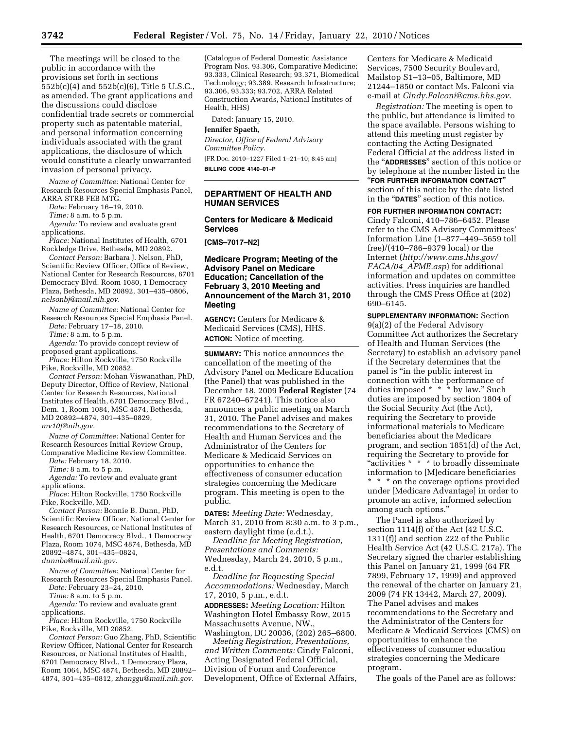The meetings will be closed to the public in accordance with the provisions set forth in sections 552b(c)(4) and 552b(c)(6), Title 5 U.S.C., as amended. The grant applications and the discussions could disclose confidential trade secrets or commercial property such as patentable material, and personal information concerning individuals associated with the grant applications, the disclosure of which would constitute a clearly unwarranted invasion of personal privacy.

*Name of Committee:* National Center for Research Resources Special Emphasis Panel, ARRA STRB FEB MTG.

*Date:* February 16–19, 2010.

*Time:* 8 a.m. to 5 p.m.

*Agenda:* To review and evaluate grant applications.

*Place:* National Institutes of Health, 6701 Rockledge Drive, Bethesda, MD 20892.

*Contact Person:* Barbara J. Nelson, PhD, Scientific Review Officer, Office of Review, National Center for Research Resources, 6701 Democracy Blvd. Room 1080, 1 Democracy Plaza, Bethesda, MD 20892, 301–435–0806, *nelsonbj@mail.nih.gov.*

*Name of Committee:* National Center for Research Resources Special Emphasis Panel.

*Date:* February 17–18, 2010.

*Time:* 8 a.m. to 5 p.m.

*Agenda:* To provide concept review of proposed grant applications.

*Place:* Hilton Rockville, 1750 Rockville Pike, Rockville, MD 20852.

*Contact Person:* Mohan Viswanathan, PhD, Deputy Director, Office of Review, National Center for Research Resources, National Institutes of Health, 6701 Democracy Blvd., Dem. 1, Room 1084, MSC 4874, Bethesda, MD 20892–4874, 301–435–0829, *mv10f@nih.gov.*

*Name of Committee:* National Center for Research Resources Initial Review Group, Comparative Medicine Review Committee.

*Date:* February 18, 2010.

*Time:* 8 a.m. to 5 p.m.

*Agenda:* To review and evaluate grant applications.

*Place:* Hilton Rockville, 1750 Rockville Pike, Rockville, MD.

*Contact Person:* Bonnie B. Dunn, PhD, Scientific Review Officer, National Center for Research Resources, or National Institutes of Health, 6701 Democracy Blvd., 1 Democracy Plaza, Room 1074, MSC 4874, Bethesda, MD 20892–4874, 301–435–0824, *dunnbo@mail.nih.gov.*

*Name of Committee:* National Center for Research Resources Special Emphasis Panel.

*Date:* February 23–24, 2010.

*Time:* 8 a.m. to 5 p.m.

*Agenda:* To review and evaluate grant applications.

*Place:* Hilton Rockville, 1750 Rockville Pike, Rockville, MD 20852.

*Contact Person:* Guo Zhang, PhD, Scientific Review Officer, National Center for Research Resources, or National Institutes of Health, 6701 Democracy Blvd., 1 Democracy Plaza, Room 1064, MSC 4874, Bethesda, MD 20892–4874, 301–435–0812, *zhanggu@mail.nih.gov.*

(Catalogue of Federal Domestic Assistance Program Nos. 93.306, Comparative Medicine; 93.333, Clinical Research; 93.371, Biomedical Technology; 93.389, Research Infrastructure; 93.306, 93.333; 93.702, ARRA Related Construction Awards, National Institutes of Health, HHS)

Dated: January 15, 2010.

**Jennifer Spaeth,**

*Director, Office of Federal Advisory Committee Policy.*

[FR Doc. 2010–1227 Filed 1–21–10; 8:45 am]

**BILLING CODE 4140–01–P**

## DEPARTMENT OF HEALTH AND HUMAN SERVICES

### Centers for Medicare & Medicaid Services

**[CMS–7017–N2]**

### Medicare Program; Meeting of the Advisory Panel on Medicare Education; Cancellation of the February 3, 2010 Meeting and Announcement of the March 31, 2010 Meeting

**AGENCY:** Centers for Medicare & Medicaid Services (CMS), HHS.

**ACTION:** Notice of meeting.

**SUMMARY:** This notice announces the cancellation of the meeting of the Advisory Panel on Medicare Education (the Panel) that was published in the December 18, 2009 **Federal Register** (74 FR 67240–67241). This notice also announces a public meeting on March 31, 2010. The Panel advises and makes recommendations to the Secretary of Health and Human Services and the Administrator of the Centers for Medicare & Medicaid Services on opportunities to enhance the effectiveness of consumer education strategies concerning the Medicare program. This meeting is open to the public.

**DATES:** *Meeting Date:* Wednesday, March 31, 2010 from 8:30 a.m. to 3 p.m., eastern daylight time (e.d.t.).

*Deadline for Meeting Registration, Presentations and Comments:* Wednesday, March 24, 2010, 5 p.m., e.d.t.

*Deadline for Requesting Special Accommodations:* Wednesday, March 17, 2010, 5 p.m., e.d.t.

**ADDRESSES:** *Meeting Location:* Hilton Washington Hotel Embassy Row, 2015 Massachusetts Avenue, NW., Washington, DC 20036, (202) 265–6800.

*Meeting Registration, Presentations, and Written Comments:* Cindy Falconi, Acting Designated Federal Official, Division of Forum and Conference Development, Office of External Affairs, Centers for Medicare & Medicaid Services, 7500 Security Boulevard, Mailstop S1–13–05, Baltimore, MD 21244–1850 or contact Ms. Falconi via e-mail at *Cindy.Falconi@cms.hhs.gov*.

*Registration:* The meeting is open to the public, but attendance is limited to the space available. Persons wishing to attend this meeting must register by contacting the Acting Designated Federal Official at the address listed in the "**ADDRESSES**" section of this notice or by telephone at the number listed in the "**FOR FURTHER INFORMATION CONTACT**" section of this notice by the date listed in the "**DATES**" section of this notice.

**FOR FURTHER INFORMATION CONTACT:** Cindy Falconi, 410–786–6452. Please refer to the CMS Advisory Committees' Information Line (1–877–449–5659 toll free)/(410–786–9379 local) or the Internet (*http://www.cms.hhs.gov/FACA/04_APME.asp*) for additional information and updates on committee activities. Press inquiries are handled through the CMS Press Office at (202) 690–6145.

**SUPPLEMENTARY INFORMATION:** Section 9(a)(2) of the Federal Advisory Committee Act authorizes the Secretary of Health and Human Services (the Secretary) to establish an advisory panel if the Secretary determines that the panel is "in the public interest in connection with the performance of duties imposed * * * by law." Such duties are imposed by section 1804 of the Social Security Act (the Act), requiring the Secretary to provide informational materials to Medicare beneficiaries about the Medicare program, and section 1851(d) of the Act, requiring the Secretary to provide for "activities * * * to broadly disseminate information to [M]edicare beneficiaries * * * on the coverage options provided under [Medicare Advantage] in order to promote an active, informed selection among such options."

The Panel is also authorized by section 1114(f) of the Act (42 U.S.C. 1311(f)) and section 222 of the Public Health Service Act (42 U.S.C. 217a). The Secretary signed the charter establishing this Panel on January 21, 1999 (64 FR 7899, February 17, 1999) and approved the renewal of the charter on January 21, 2009 (74 FR 13442, March 27, 2009). The Panel advises and makes recommendations to the Secretary and the Administrator of the Centers for Medicare & Medicaid Services (CMS) on opportunities to enhance the effectiveness of consumer education strategies concerning the Medicare program.

The goals of the Panel are as follows: